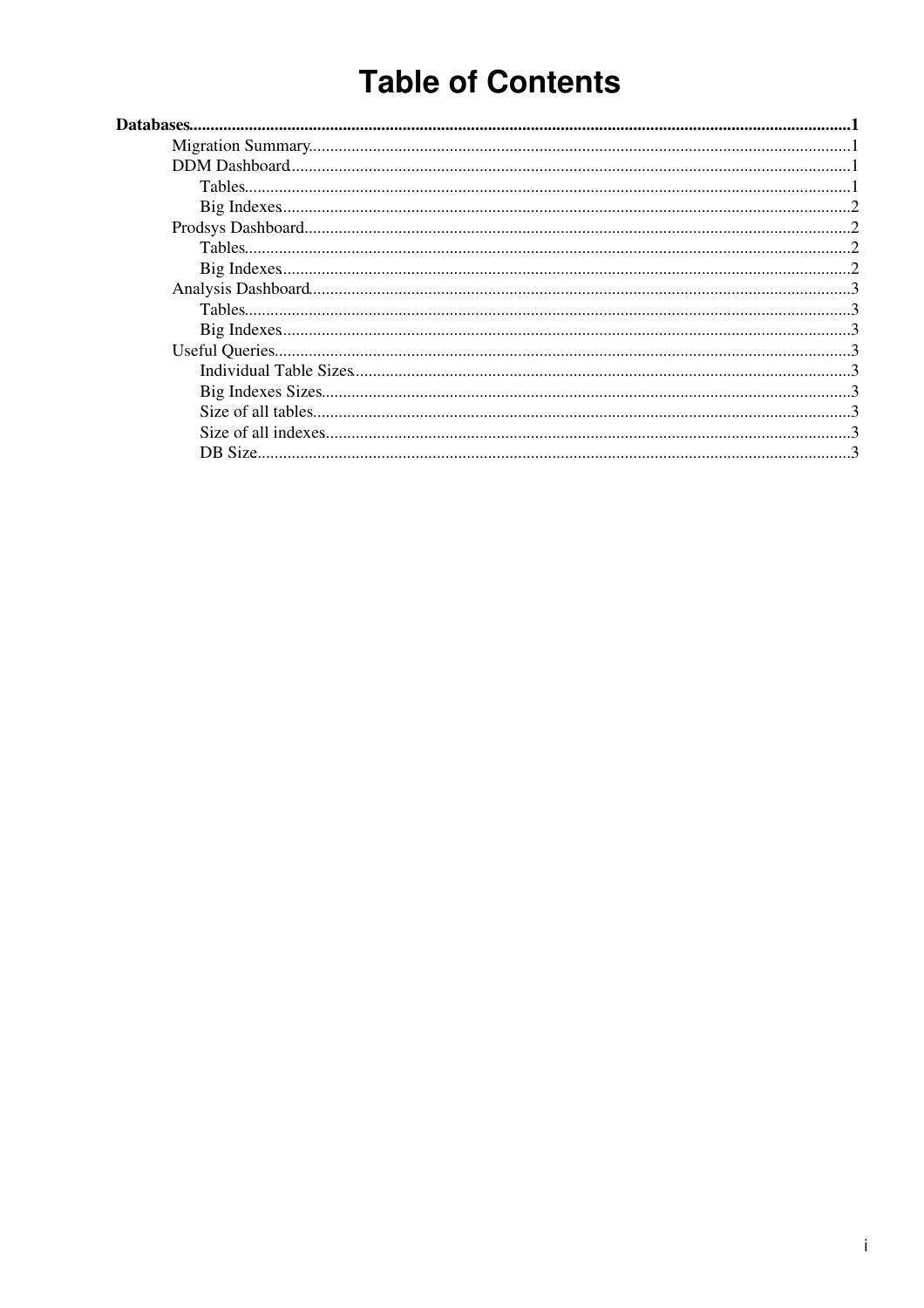# Table of Contents

**Databases**.......................................................................................................................................................1

- Migration Summary.............................................................................................................................1
- DDM Dashboard..................................................................................................................................1
  - Tables............................................................................................................................................1
  - Big Indexes...................................................................................................................................2
- Prodsys Dashboard..............................................................................................................................2
  - Tables............................................................................................................................................2
  - Big Indexes...................................................................................................................................2
- Analysis Dashboard.............................................................................................................................3
  - Tables............................................................................................................................................3
  - Big Indexes...................................................................................................................................3
- Useful Queries.....................................................................................................................................3
  - Individual Table Sizes...................................................................................................................3
  - Big Indexes Sizes..........................................................................................................................3
  - Size of all tables............................................................................................................................3
  - Size of all indexes.........................................................................................................................3
  - DB Size.........................................................................................................................................3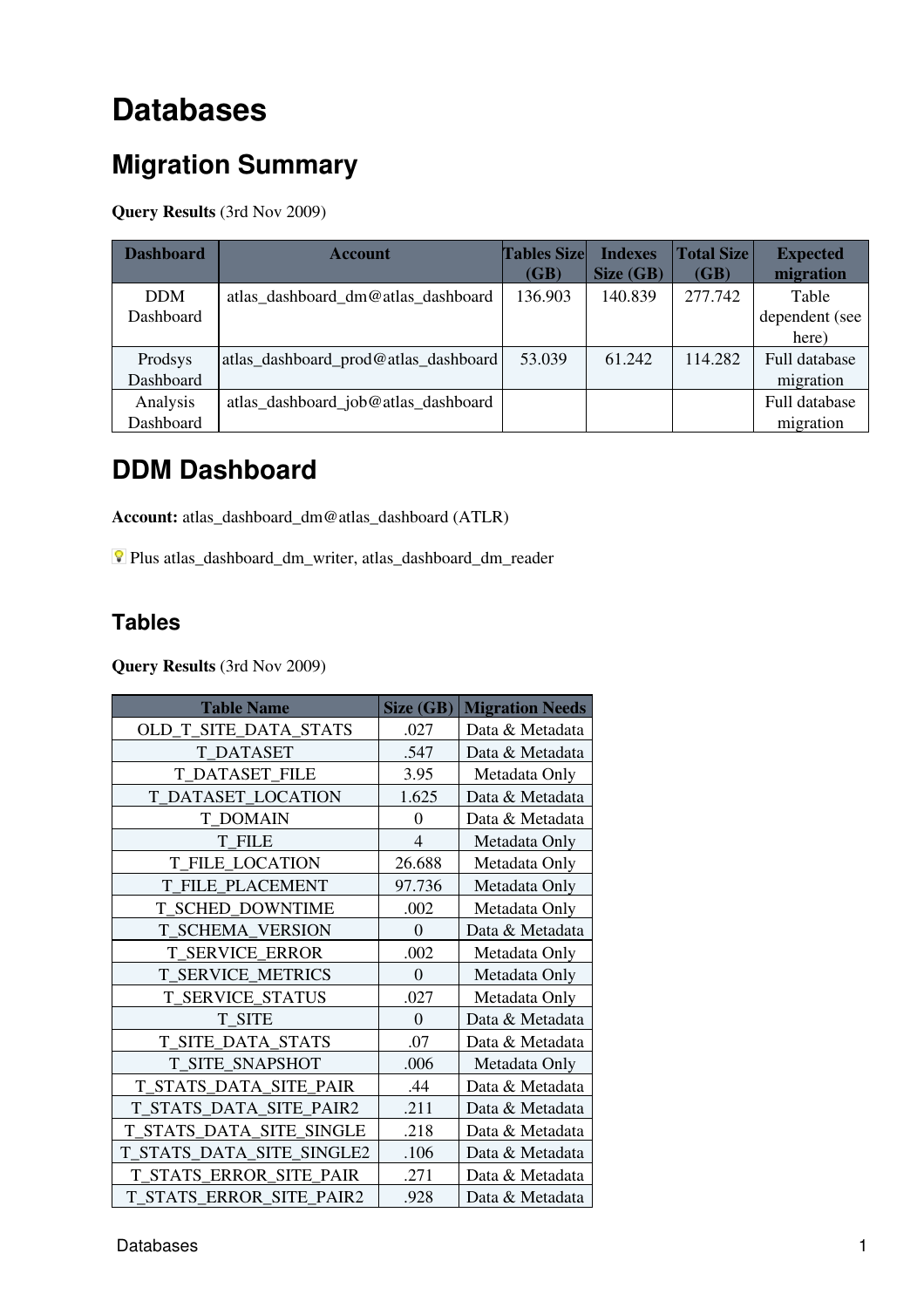# Databases

## Migration Summary

**Query Results** (3rd Nov 2009)

| Dashboard | Account | Tables Size (GB) | Indexes Size (GB) | Total Size (GB) | Expected migration |
|---|---|---|---|---|---|
| DDM Dashboard | atlas_dashboard_dm@atlas_dashboard | 136.903 | 140.839 | 277.742 | Table dependent (see here) |
| Prodsys Dashboard | atlas_dashboard_prod@atlas_dashboard | 53.039 | 61.242 | 114.282 | Full database migration |
| Analysis Dashboard | atlas_dashboard_job@atlas_dashboard | | | | Full database migration |

## DDM Dashboard

**Account:** atlas_dashboard_dm@atlas_dashboard (ATLR)

Plus atlas_dashboard_dm_writer, atlas_dashboard_dm_reader

### Tables

**Query Results** (3rd Nov 2009)

| Table Name | Size (GB) | Migration Needs |
|---|---|---|
| OLD_T_SITE_DATA_STATS | .027 | Data & Metadata |
| T_DATASET | .547 | Data & Metadata |
| T_DATASET_FILE | 3.95 | Metadata Only |
| T_DATASET_LOCATION | 1.625 | Data & Metadata |
| T_DOMAIN | 0 | Data & Metadata |
| T_FILE | 4 | Metadata Only |
| T_FILE_LOCATION | 26.688 | Metadata Only |
| T_FILE_PLACEMENT | 97.736 | Metadata Only |
| T_SCHED_DOWNTIME | .002 | Metadata Only |
| T_SCHEMA_VERSION | 0 | Data & Metadata |
| T_SERVICE_ERROR | .002 | Metadata Only |
| T_SERVICE_METRICS | 0 | Metadata Only |
| T_SERVICE_STATUS | .027 | Metadata Only |
| T_SITE | 0 | Data & Metadata |
| T_SITE_DATA_STATS | .07 | Data & Metadata |
| T_SITE_SNAPSHOT | .006 | Metadata Only |
| T_STATS_DATA_SITE_PAIR | .44 | Data & Metadata |
| T_STATS_DATA_SITE_PAIR2 | .211 | Data & Metadata |
| T_STATS_DATA_SITE_SINGLE | .218 | Data & Metadata |
| T_STATS_DATA_SITE_SINGLE2 | .106 | Data & Metadata |
| T_STATS_ERROR_SITE_PAIR | .271 | Data & Metadata |
| T_STATS_ERROR_SITE_PAIR2 | .928 | Data & Metadata |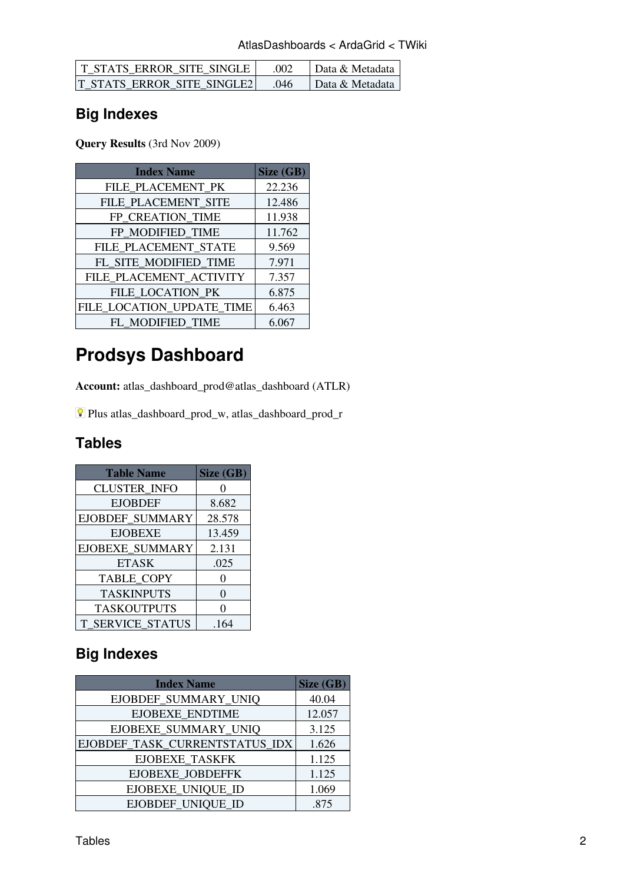| T_STATS_ERROR_SITE_SINGLE | .002 | Data & Metadata |
|---|---|---|
| T_STATS_ERROR_SITE_SINGLE2 | .046 | Data & Metadata |

### Big Indexes

**Query Results** (3rd Nov 2009)

| Index Name | Size (GB) |
|---|---|
| FILE_PLACEMENT_PK | 22.236 |
| FILE_PLACEMENT_SITE | 12.486 |
| FP_CREATION_TIME | 11.938 |
| FP_MODIFIED_TIME | 11.762 |
| FILE_PLACEMENT_STATE | 9.569 |
| FL_SITE_MODIFIED_TIME | 7.971 |
| FILE_PLACEMENT_ACTIVITY | 7.357 |
| FILE_LOCATION_PK | 6.875 |
| FILE_LOCATION_UPDATE_TIME | 6.463 |
| FL_MODIFIED_TIME | 6.067 |

# Prodsys Dashboard

**Account:** atlas_dashboard_prod@atlas_dashboard (ATLR)

Plus atlas_dashboard_prod_w, atlas_dashboard_prod_r

### Tables

| Table Name | Size (GB) |
|---|---|
| CLUSTER_INFO | 0 |
| EJOBDEF | 8.682 |
| EJOBDEF_SUMMARY | 28.578 |
| EJOBEXE | 13.459 |
| EJOBEXE_SUMMARY | 2.131 |
| ETASK | .025 |
| TABLE_COPY | 0 |
| TASKINPUTS | 0 |
| TASKOUTPUTS | 0 |
| T_SERVICE_STATUS | .164 |

### Big Indexes

| Index Name | Size (GB) |
|---|---|
| EJOBDEF_SUMMARY_UNIQ | 40.04 |
| EJOBEXE_ENDTIME | 12.057 |
| EJOBEXE_SUMMARY_UNIQ | 3.125 |
| EJOBDEF_TASK_CURRENTSTATUS_IDX | 1.626 |
| EJOBEXE_TASKFK | 1.125 |
| EJOBEXE_JOBDEFFK | 1.125 |
| EJOBEXE_UNIQUE_ID | 1.069 |
| EJOBDEF_UNIQUE_ID | .875 |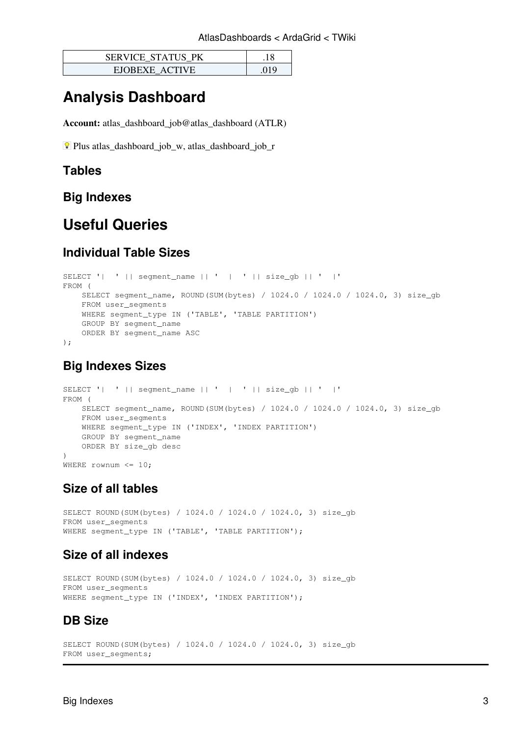| SERVICE_STATUS_PK | .18 |
| --- | --- |
| EJOBEXE_ACTIVE | .019 |

# Analysis Dashboard

**Account:** atlas_dashboard_job@atlas_dashboard (ATLR)

Plus atlas_dashboard_job_w, atlas_dashboard_job_r

## Tables

## Big Indexes

# Useful Queries

## Individual Table Sizes

```
SELECT '|  ' || segment_name || '  |  ' || size_gb || '  |'
FROM (
    SELECT segment_name, ROUND(SUM(bytes) / 1024.0 / 1024.0 / 1024.0, 3) size_gb
    FROM user_segments
    WHERE segment_type IN ('TABLE', 'TABLE PARTITION')
    GROUP BY segment_name
    ORDER BY segment_name ASC
);
```

## Big Indexes Sizes

```
SELECT '|  ' || segment_name || '  |  ' || size_gb || '  |'
FROM (
    SELECT segment_name, ROUND(SUM(bytes) / 1024.0 / 1024.0 / 1024.0, 3) size_gb
    FROM user_segments
    WHERE segment_type IN ('INDEX', 'INDEX PARTITION')
    GROUP BY segment_name
    ORDER BY size_gb desc
)
WHERE rownum <= 10;
```

## Size of all tables

```
SELECT ROUND(SUM(bytes) / 1024.0 / 1024.0 / 1024.0, 3) size_gb
FROM user_segments
WHERE segment_type IN ('TABLE', 'TABLE PARTITION');
```

## Size of all indexes

```
SELECT ROUND(SUM(bytes) / 1024.0 / 1024.0 / 1024.0, 3) size_gb
FROM user_segments
WHERE segment_type IN ('INDEX', 'INDEX PARTITION');
```

## DB Size

```
SELECT ROUND(SUM(bytes) / 1024.0 / 1024.0 / 1024.0, 3) size_gb
FROM user_segments;
```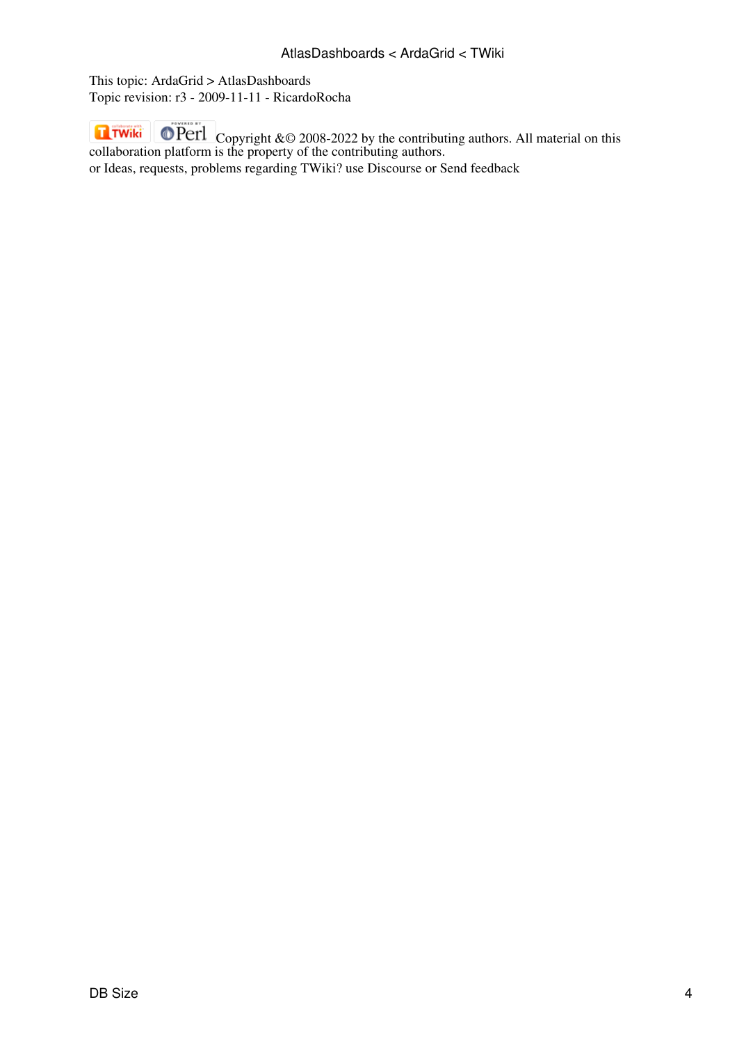This topic: ArdaGrid > AtlasDashboards
Topic revision: r3 - 2009-11-11 - RicardoRocha

Copyright &© 2008-2022 by the contributing authors. All material on this collaboration platform is the property of the contributing authors.
or Ideas, requests, problems regarding TWiki? use Discourse or Send feedback